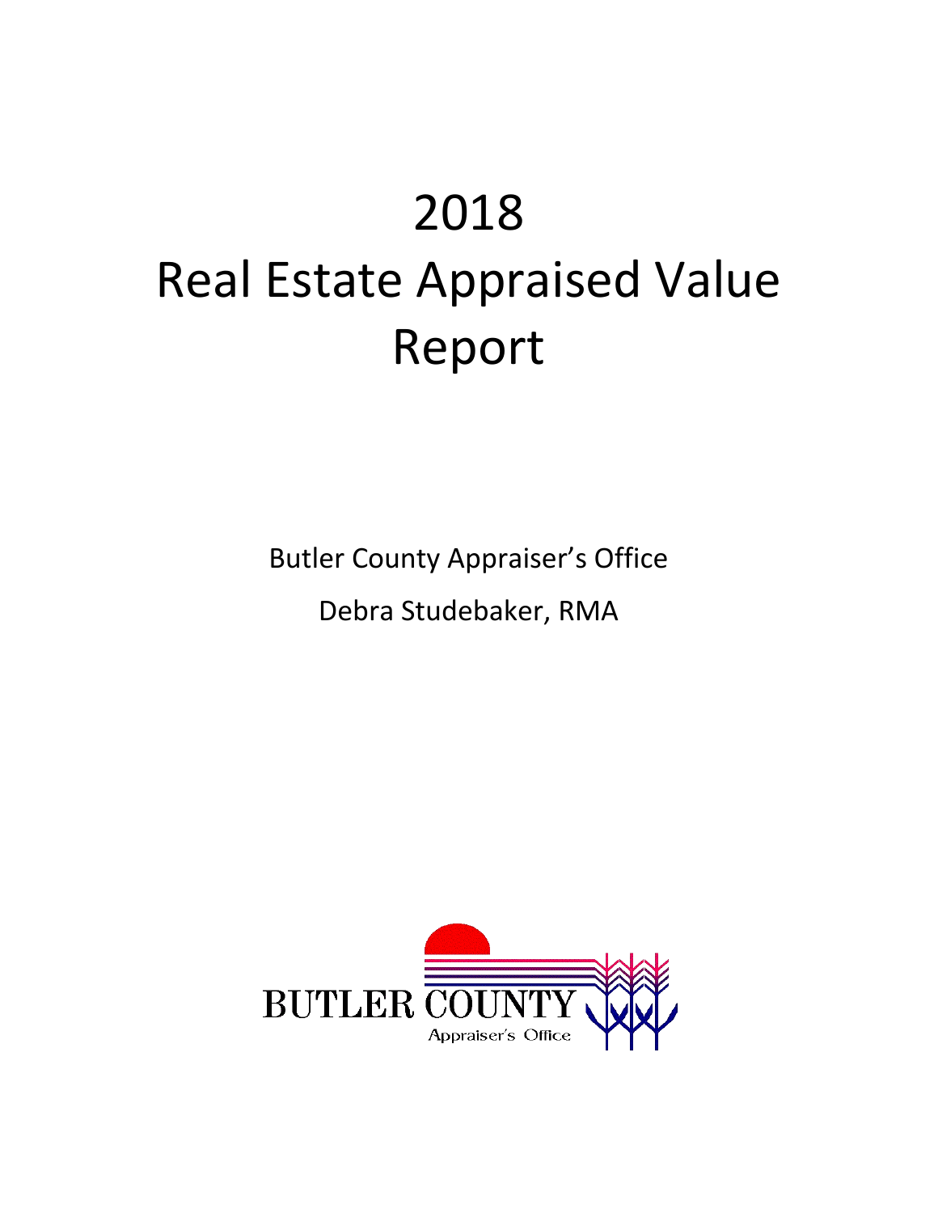# 2018 Real Estate Appraised Value Report

Butler County Appraiser's Office

Debra Studebaker, RMA

BUTLER COUNTY Appraiser's Office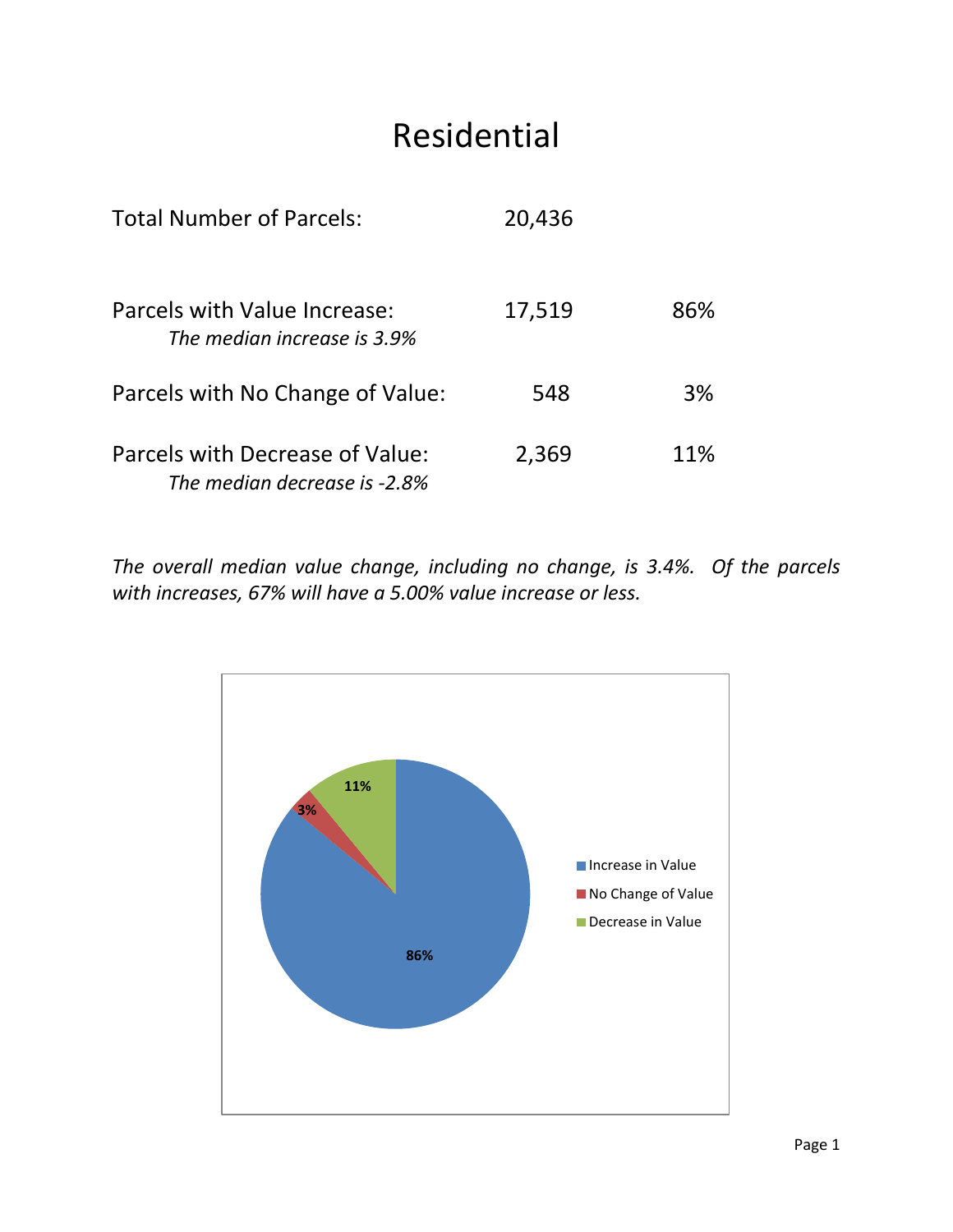# Residential

| | | |
|---|---|---|
| Total Number of Parcels: | 20,436 | |
| Parcels with Value Increase: *The median increase is 3.9%* | 17,519 | 86% |
| Parcels with No Change of Value: | 548 | 3% |
| Parcels with Decrease of Value: *The median decrease is -2.8%* | 2,369 | 11% |

*The overall median value change, including no change, is 3.4%. Of the parcels with increases, 67% will have a 5.00% value increase or less.*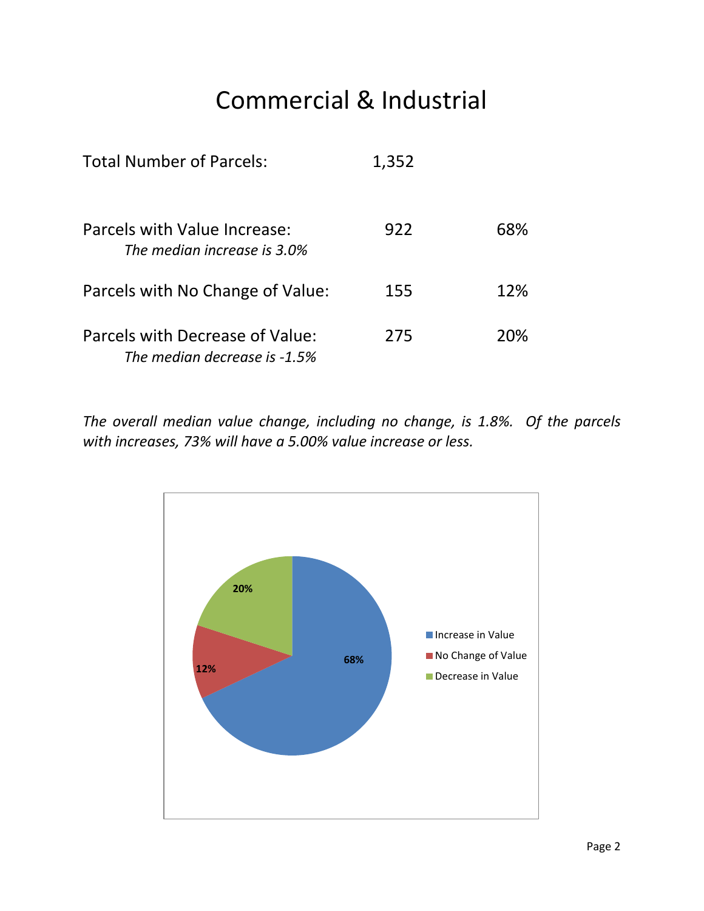# Commercial & Industrial

| | | |
|---|---|---|
| Total Number of Parcels: | 1,352 | |
| Parcels with Value Increase:<br>*The median increase is 3.0%* | 922 | 68% |
| Parcels with No Change of Value: | 155 | 12% |
| Parcels with Decrease of Value:<br>*The median decrease is -1.5%* | 275 | 20% |

*The overall median value change, including no change, is 1.8%. Of the parcels with increases, 73% will have a 5.00% value increase or less.*

| Category | Percent |
|---|---|
| Increase in Value | 68% |
| No Change of Value | 12% |
| Decrease in Value | 20% |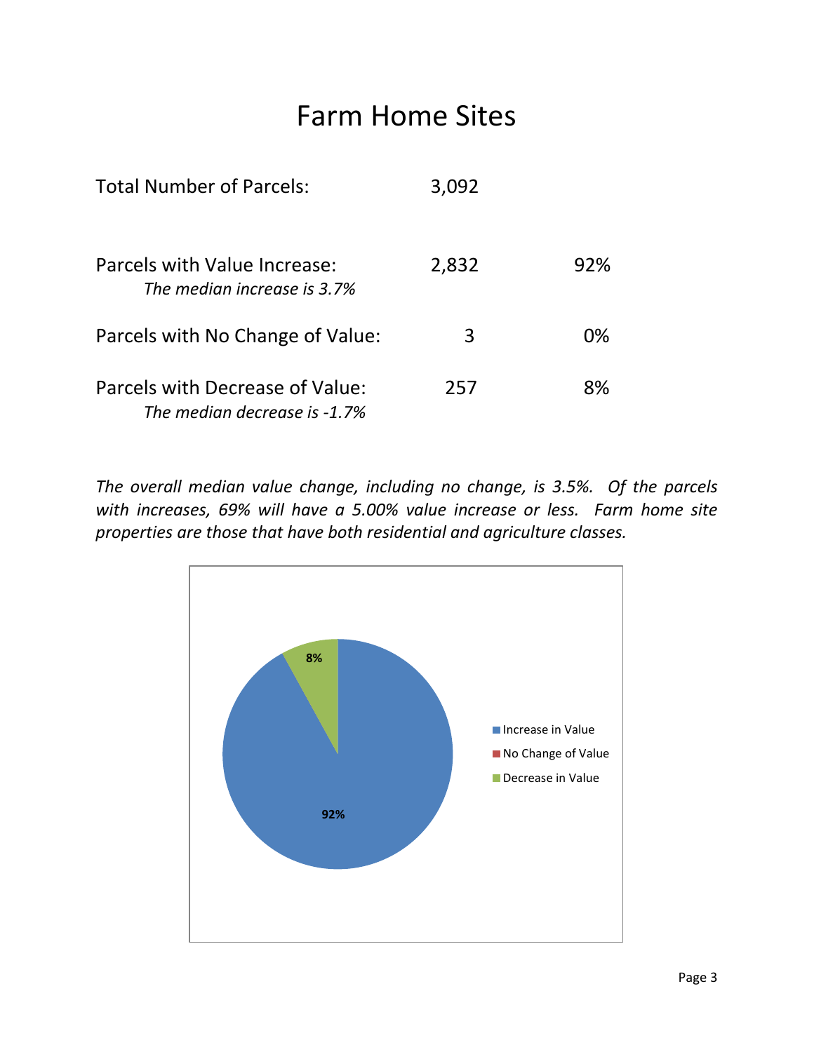# Farm Home Sites

| | | |
|---|---|---|
| Total Number of Parcels: | 3,092 | |
| Parcels with Value Increase:<br>*The median increase is 3.7%* | 2,832 | 92% |
| Parcels with No Change of Value: | 3 | 0% |
| Parcels with Decrease of Value:<br>*The median decrease is -1.7%* | 257 | 8% |

*The overall median value change, including no change, is 3.5%. Of the parcels with increases, 69% will have a 5.00% value increase or less. Farm home site properties are those that have both residential and agriculture classes.*

- Increase in Value: 92%
- No Change of Value
- Decrease in Value: 8%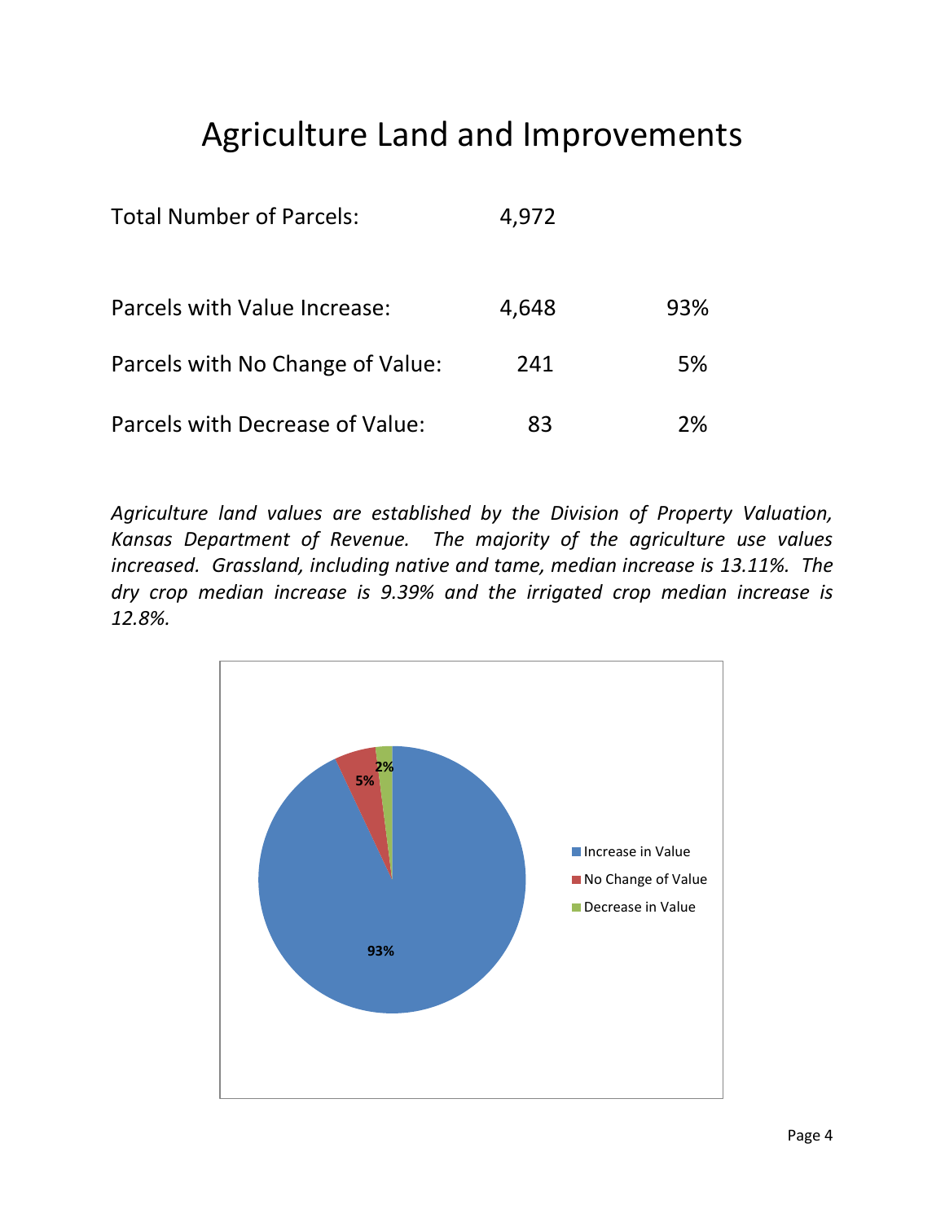# Agriculture Land and Improvements

| | | |
|---|---|---|
| Total Number of Parcels: | 4,972 | |
| Parcels with Value Increase: | 4,648 | 93% |
| Parcels with No Change of Value: | 241 | 5% |
| Parcels with Decrease of Value: | 83 | 2% |

*Agriculture land values are established by the Division of Property Valuation, Kansas Department of Revenue. The majority of the agriculture use values increased. Grassland, including native and tame, median increase is 13.11%. The dry crop median increase is 9.39% and the irrigated crop median increase is 12.8%.*

93%

5%

2%

Increase in Value
No Change of Value
Decrease in Value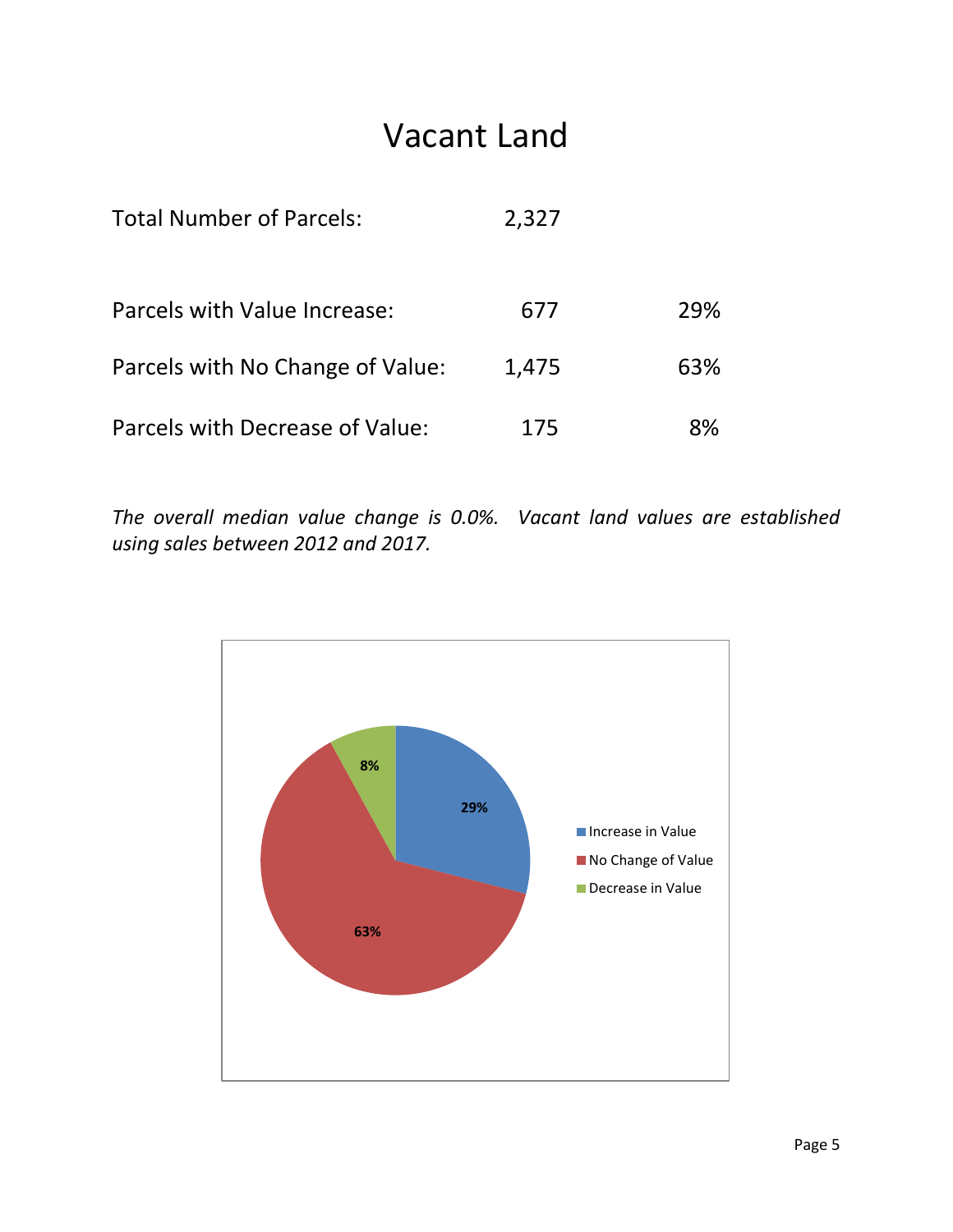# Vacant Land

| | | |
|---|---|---|
| Total Number of Parcels: | 2,327 | |
| Parcels with Value Increase: | 677 | 29% |
| Parcels with No Change of Value: | 1,475 | 63% |
| Parcels with Decrease of Value: | 175 | 8% |

*The overall median value change is 0.0%. Vacant land values are established using sales between 2012 and 2017.*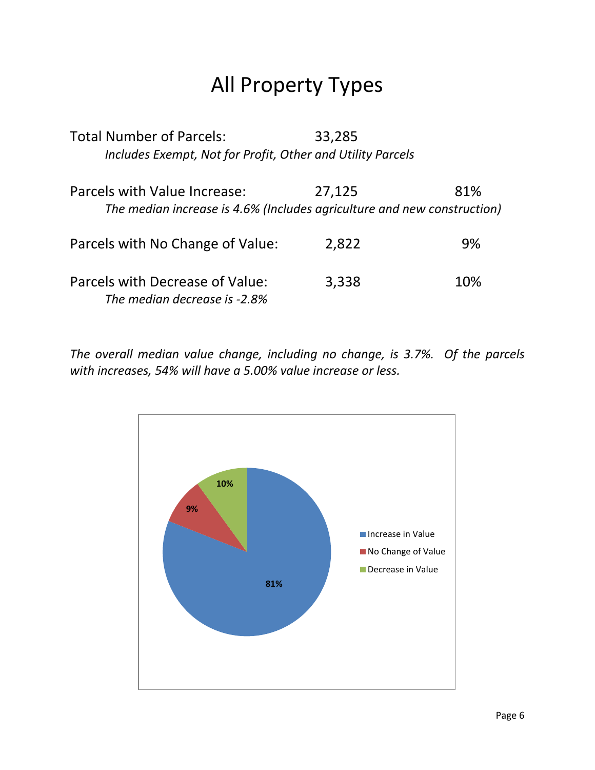# All Property Types

Total Number of Parcels: 33,285

*Includes Exempt, Not for Profit, Other and Utility Parcels*

Parcels with Value Increase: 27,125 81%

*The median increase is 4.6% (Includes agriculture and new construction)*

Parcels with No Change of Value: 2,822 9%

Parcels with Decrease of Value: 3,338 10%

*The median decrease is -2.8%*

*The overall median value change, including no change, is 3.7%. Of the parcels with increases, 54% will have a 5.00% value increase or less.*

| Category | Percent |
|---|---|
| Increase in Value | 81% |
| No Change of Value | 9% |
| Decrease in Value | 10% |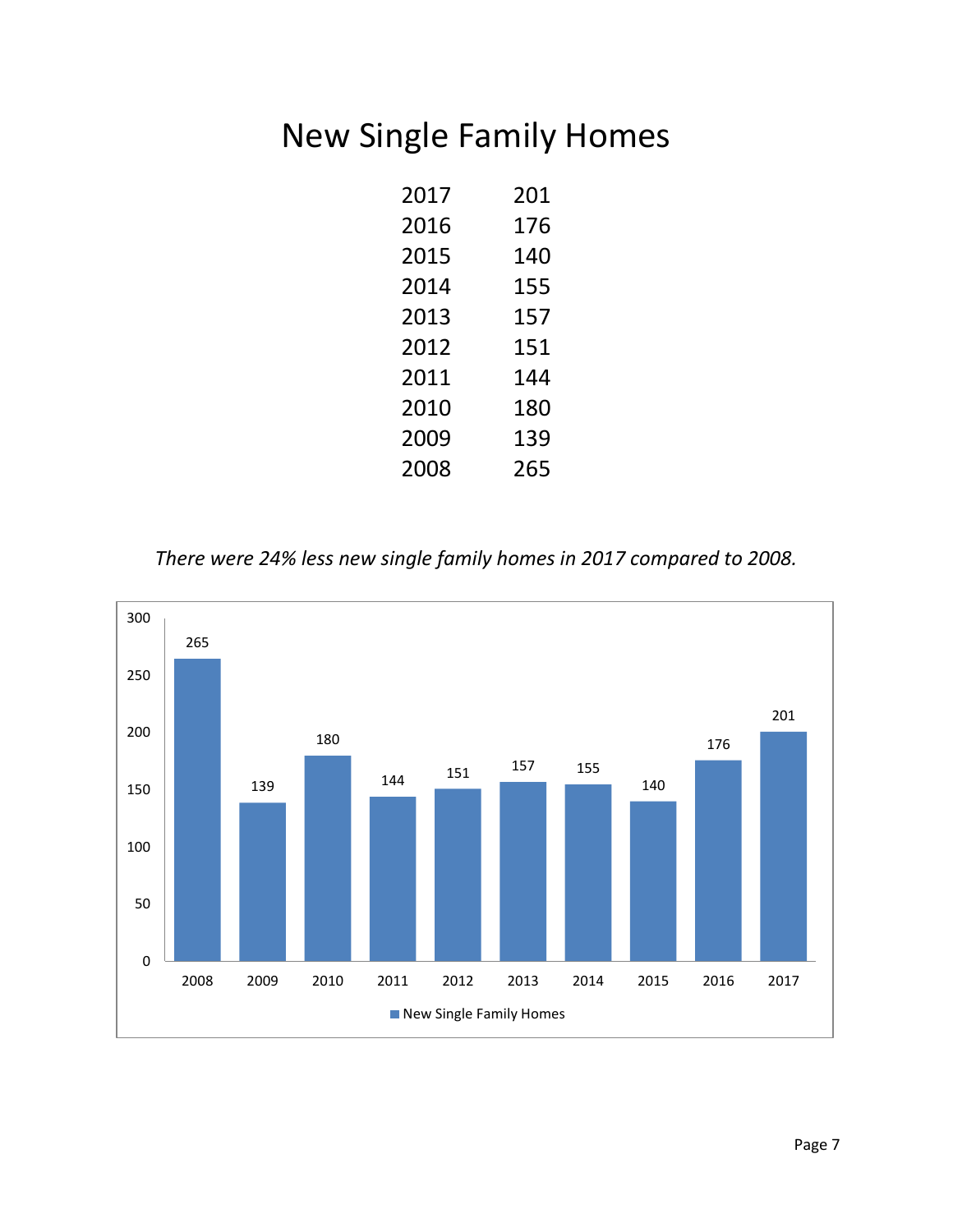# New Single Family Homes

| | |
|---|---|
| 2017 | 201 |
| 2016 | 176 |
| 2015 | 140 |
| 2014 | 155 |
| 2013 | 157 |
| 2012 | 151 |
| 2011 | 144 |
| 2010 | 180 |
| 2009 | 139 |
| 2008 | 265 |

*There were 24% less new single family homes in 2017 compared to 2008.*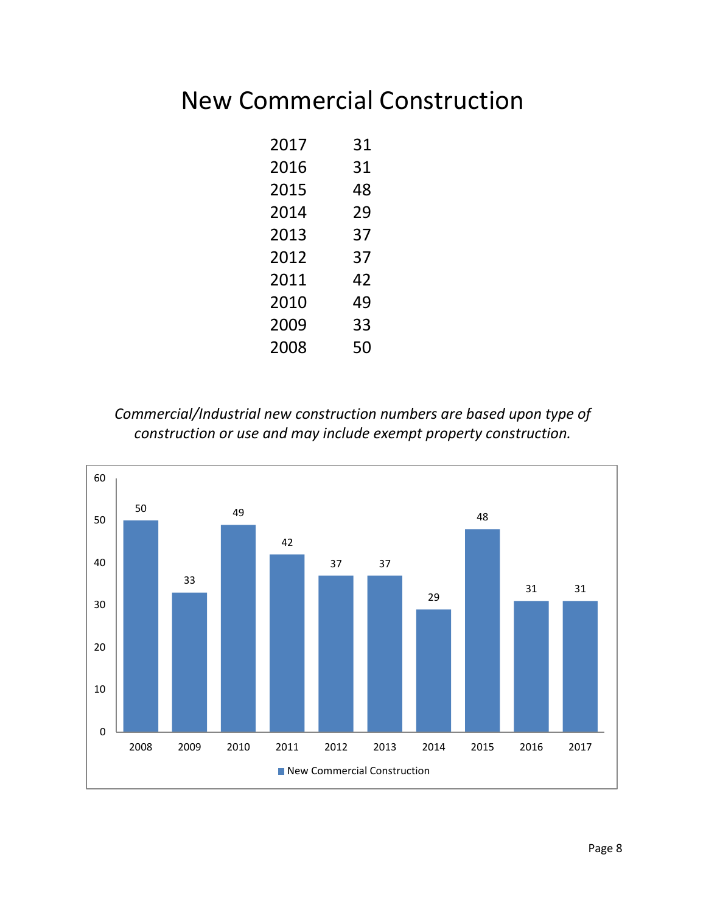# New Commercial Construction

| | |
|---|---|
| 2017 | 31 |
| 2016 | 31 |
| 2015 | 48 |
| 2014 | 29 |
| 2013 | 37 |
| 2012 | 37 |
| 2011 | 42 |
| 2010 | 49 |
| 2009 | 33 |
| 2008 | 50 |

*Commercial/Industrial new construction numbers are based upon type of construction or use and may include exempt property construction.*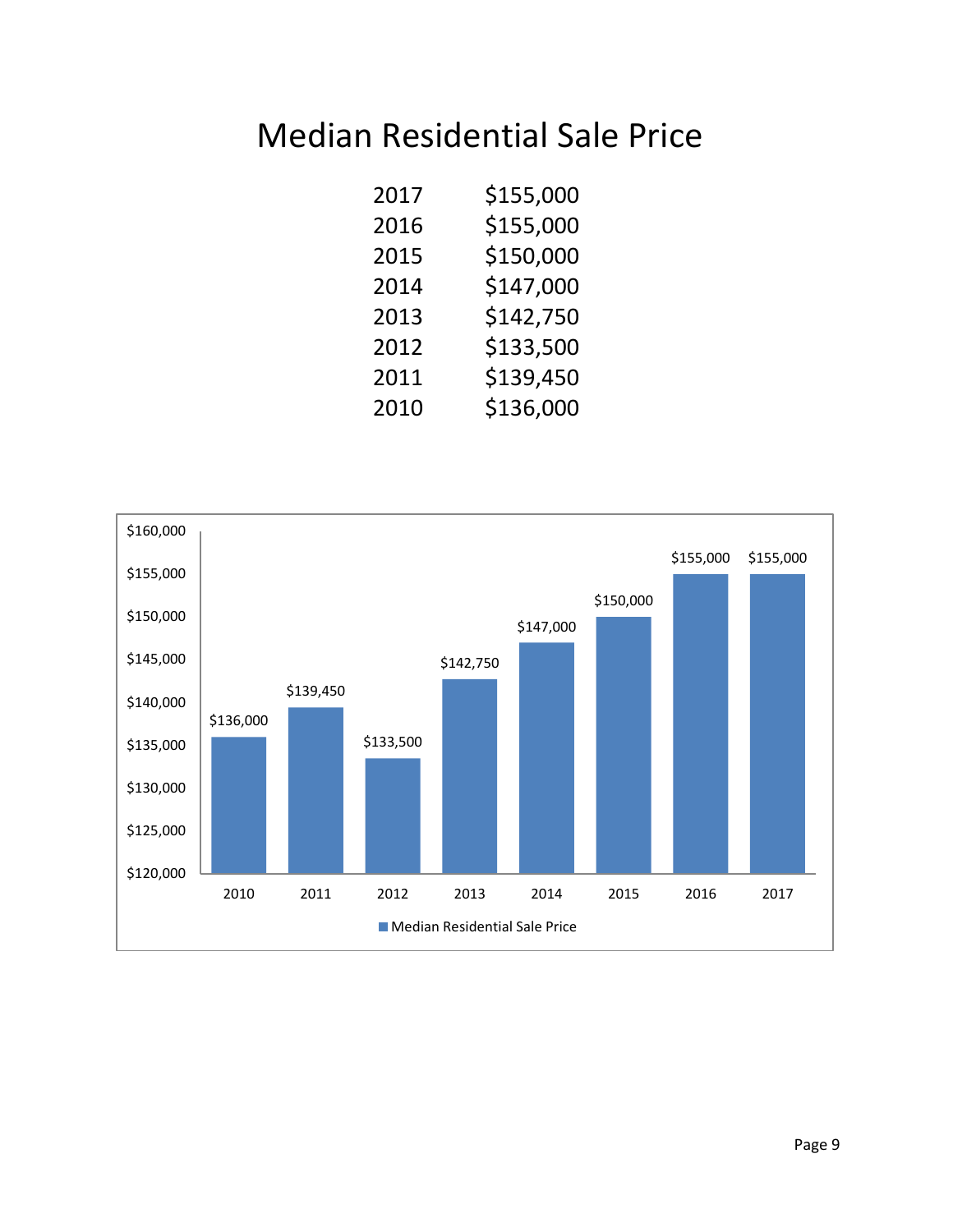# Median Residential Sale Price

| Year | Price |
|---|---|
| 2017 | $155,000 |
| 2016 | $155,000 |
| 2015 | $150,000 |
| 2014 | $147,000 |
| 2013 | $142,750 |
| 2012 | $133,500 |
| 2011 | $139,450 |
| 2010 | $136,000 |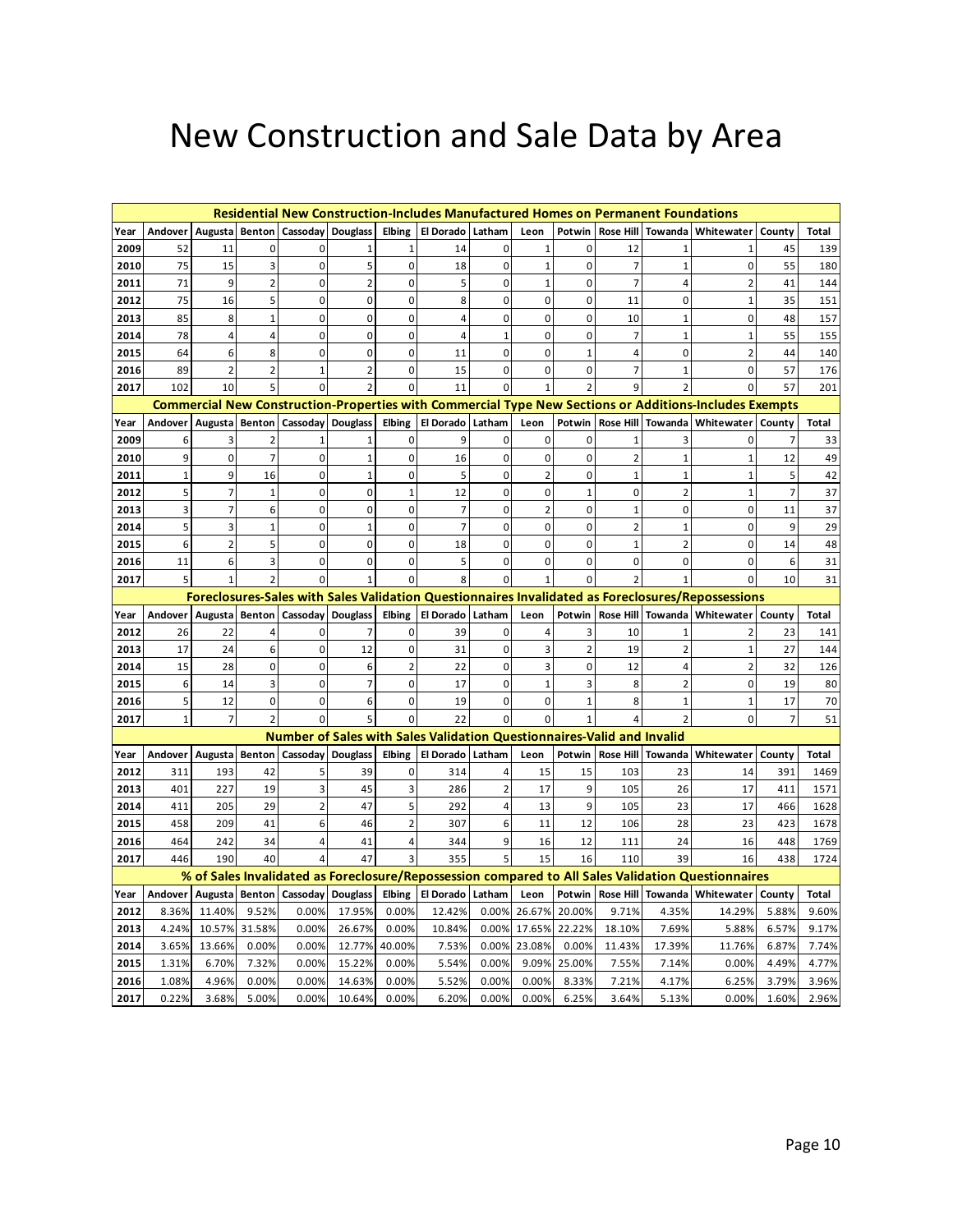# New Construction and Sale Data by Area

| Residential New Construction-Includes Manufactured Homes on Permanent Foundations | | | | | | | | | | | | | | | |
|---|---|---|---|---|---|---|---|---|---|---|---|---|---|---|---|
| Year | Andover | Augusta | Benton | Cassoday | Douglass | Elbing | El Dorado | Latham | Leon | Potwin | Rose Hill | Towanda | Whitewater | County | Total |
| 2009 | 52 | 11 | 0 | 0 | 1 | 1 | 14 | 0 | 1 | 0 | 12 | 1 | 1 | 45 | 139 |
| 2010 | 75 | 15 | 3 | 0 | 5 | 0 | 18 | 0 | 1 | 0 | 7 | 1 | 0 | 55 | 180 |
| 2011 | 71 | 9 | 2 | 0 | 2 | 0 | 5 | 0 | 1 | 0 | 7 | 4 | 2 | 41 | 144 |
| 2012 | 75 | 16 | 5 | 0 | 0 | 0 | 8 | 0 | 0 | 0 | 11 | 0 | 1 | 35 | 151 |
| 2013 | 85 | 8 | 1 | 0 | 0 | 0 | 4 | 0 | 0 | 0 | 10 | 1 | 0 | 48 | 157 |
| 2014 | 78 | 4 | 4 | 0 | 0 | 0 | 4 | 1 | 0 | 0 | 7 | 1 | 1 | 55 | 155 |
| 2015 | 64 | 6 | 8 | 0 | 0 | 0 | 11 | 0 | 0 | 1 | 4 | 0 | 2 | 44 | 140 |
| 2016 | 89 | 2 | 2 | 1 | 2 | 0 | 15 | 0 | 0 | 0 | 7 | 1 | 0 | 57 | 176 |
| 2017 | 102 | 10 | 5 | 0 | 2 | 0 | 11 | 0 | 1 | 2 | 9 | 2 | 0 | 57 | 201 |

| Commercial New Construction-Properties with Commercial Type New Sections or Additions-Includes Exempts | | | | | | | | | | | | | | | |
|---|---|---|---|---|---|---|---|---|---|---|---|---|---|---|---|
| Year | Andover | Augusta | Benton | Cassoday | Douglass | Elbing | El Dorado | Latham | Leon | Potwin | Rose Hill | Towanda | Whitewater | County | Total |
| 2009 | 6 | 3 | 2 | 1 | 1 | 0 | 9 | 0 | 0 | 0 | 1 | 3 | 0 | 7 | 33 |
| 2010 | 9 | 0 | 7 | 0 | 1 | 0 | 16 | 0 | 0 | 0 | 2 | 1 | 1 | 12 | 49 |
| 2011 | 1 | 9 | 16 | 0 | 1 | 0 | 5 | 0 | 2 | 0 | 1 | 1 | 1 | 5 | 42 |
| 2012 | 5 | 7 | 1 | 0 | 0 | 1 | 12 | 0 | 0 | 1 | 0 | 2 | 1 | 7 | 37 |
| 2013 | 3 | 7 | 6 | 0 | 0 | 0 | 7 | 0 | 2 | 0 | 1 | 0 | 0 | 11 | 37 |
| 2014 | 5 | 3 | 1 | 0 | 1 | 0 | 7 | 0 | 0 | 0 | 2 | 1 | 0 | 9 | 29 |
| 2015 | 6 | 2 | 5 | 0 | 0 | 0 | 18 | 0 | 0 | 0 | 1 | 2 | 0 | 14 | 48 |
| 2016 | 11 | 6 | 3 | 0 | 0 | 0 | 5 | 0 | 0 | 0 | 0 | 0 | 0 | 6 | 31 |
| 2017 | 5 | 1 | 2 | 0 | 1 | 0 | 8 | 0 | 1 | 0 | 2 | 1 | 0 | 10 | 31 |

| Foreclosures-Sales with Sales Validation Questionnaires Invalidated as Foreclosures/Repossessions | | | | | | | | | | | | | | | |
|---|---|---|---|---|---|---|---|---|---|---|---|---|---|---|---|
| Year | Andover | Augusta | Benton | Cassoday | Douglass | Elbing | El Dorado | Latham | Leon | Potwin | Rose Hill | Towanda | Whitewater | County | Total |
| 2012 | 26 | 22 | 4 | 0 | 7 | 0 | 39 | 0 | 4 | 3 | 10 | 1 | 2 | 23 | 141 |
| 2013 | 17 | 24 | 6 | 0 | 12 | 0 | 31 | 0 | 3 | 2 | 19 | 2 | 1 | 27 | 144 |
| 2014 | 15 | 28 | 0 | 0 | 6 | 2 | 22 | 0 | 3 | 0 | 12 | 4 | 2 | 32 | 126 |
| 2015 | 6 | 14 | 3 | 0 | 7 | 0 | 17 | 0 | 1 | 3 | 8 | 2 | 0 | 19 | 80 |
| 2016 | 5 | 12 | 0 | 0 | 6 | 0 | 19 | 0 | 0 | 1 | 8 | 1 | 1 | 17 | 70 |
| 2017 | 1 | 7 | 2 | 0 | 5 | 0 | 22 | 0 | 0 | 1 | 4 | 2 | 0 | 7 | 51 |

| Number of Sales with Sales Validation Questionnaires-Valid and Invalid | | | | | | | | | | | | | | | |
|---|---|---|---|---|---|---|---|---|---|---|---|---|---|---|---|
| Year | Andover | Augusta | Benton | Cassoday | Douglass | Elbing | El Dorado | Latham | Leon | Potwin | Rose Hill | Towanda | Whitewater | County | Total |
| 2012 | 311 | 193 | 42 | 5 | 39 | 0 | 314 | 4 | 15 | 15 | 103 | 23 | 14 | 391 | 1469 |
| 2013 | 401 | 227 | 19 | 3 | 45 | 3 | 286 | 2 | 17 | 9 | 105 | 26 | 17 | 411 | 1571 |
| 2014 | 411 | 205 | 29 | 2 | 47 | 5 | 292 | 4 | 13 | 9 | 105 | 23 | 17 | 466 | 1628 |
| 2015 | 458 | 209 | 41 | 6 | 46 | 2 | 307 | 6 | 11 | 12 | 106 | 28 | 23 | 423 | 1678 |
| 2016 | 464 | 242 | 34 | 4 | 41 | 4 | 344 | 9 | 16 | 12 | 111 | 24 | 16 | 448 | 1769 |
| 2017 | 446 | 190 | 40 | 4 | 47 | 3 | 355 | 5 | 15 | 16 | 110 | 39 | 16 | 438 | 1724 |

| % of Sales Invalidated as Foreclosure/Repossession compared to All Sales Validation Questionnaires | | | | | | | | | | | | | | | |
|---|---|---|---|---|---|---|---|---|---|---|---|---|---|---|---|
| Year | Andover | Augusta | Benton | Cassoday | Douglass | Elbing | El Dorado | Latham | Leon | Potwin | Rose Hill | Towanda | Whitewater | County | Total |
| 2012 | 8.36% | 11.40% | 9.52% | 0.00% | 17.95% | 0.00% | 12.42% | 0.00% | 26.67% | 20.00% | 9.71% | 4.35% | 14.29% | 5.88% | 9.60% |
| 2013 | 4.24% | 10.57% | 31.58% | 0.00% | 26.67% | 0.00% | 10.84% | 0.00% | 17.65% | 22.22% | 18.10% | 7.69% | 5.88% | 6.57% | 9.17% |
| 2014 | 3.65% | 13.66% | 0.00% | 0.00% | 12.77% | 40.00% | 7.53% | 0.00% | 23.08% | 0.00% | 11.43% | 17.39% | 11.76% | 6.87% | 7.74% |
| 2015 | 1.31% | 6.70% | 7.32% | 0.00% | 15.22% | 0.00% | 5.54% | 0.00% | 9.09% | 25.00% | 7.55% | 7.14% | 0.00% | 4.49% | 4.77% |
| 2016 | 1.08% | 4.96% | 0.00% | 0.00% | 14.63% | 0.00% | 5.52% | 0.00% | 0.00% | 8.33% | 7.21% | 4.17% | 6.25% | 3.79% | 3.96% |
| 2017 | 0.22% | 3.68% | 5.00% | 0.00% | 10.64% | 0.00% | 6.20% | 0.00% | 0.00% | 6.25% | 3.64% | 5.13% | 0.00% | 1.60% | 2.96% |